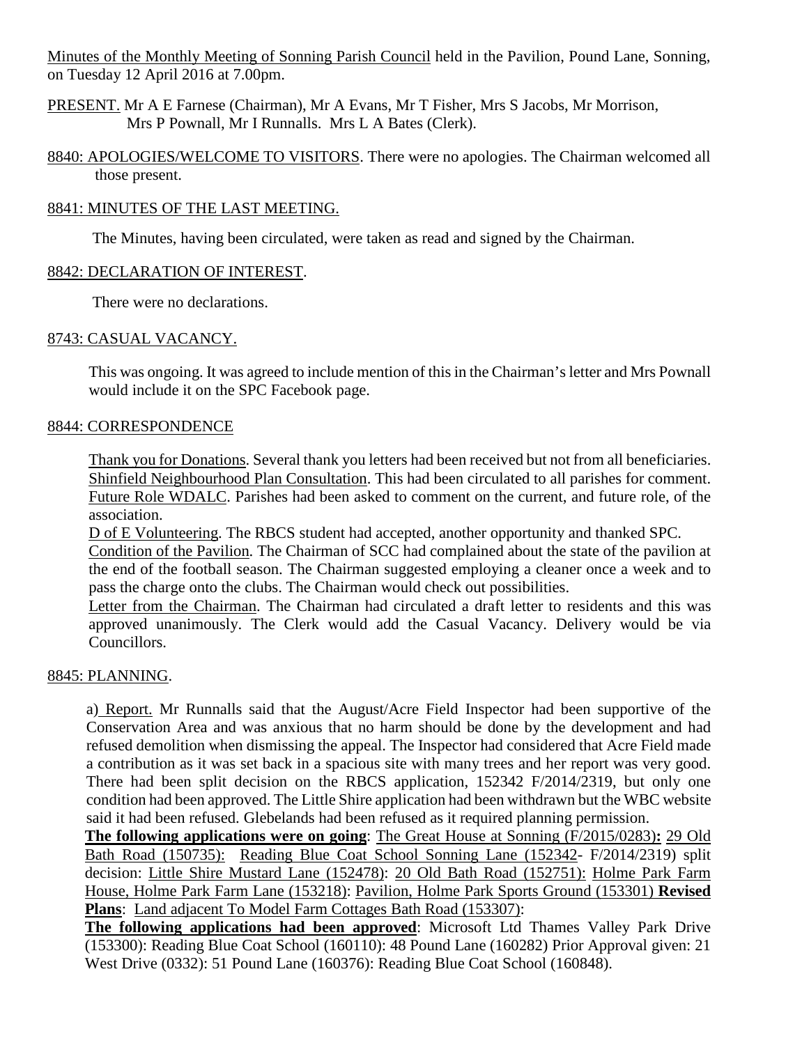Minutes of the Monthly Meeting of Sonning Parish Council held in the Pavilion, Pound Lane, Sonning, on Tuesday 12 April 2016 at 7.00pm.

PRESENT. Mr A E Farnese (Chairman), Mr A Evans, Mr T Fisher, Mrs S Jacobs, Mr Morrison, Mrs P Pownall, Mr I Runnalls. Mrs L A Bates (Clerk).

8840: APOLOGIES/WELCOME TO VISITORS. There were no apologies. The Chairman welcomed all those present.

8841: MINUTES OF THE LAST MEETING.

The Minutes, having been circulated, were taken as read and signed by the Chairman.

8842: DECLARATION OF INTEREST.

There were no declarations.

8743: CASUAL VACANCY.

This was ongoing. It was agreed to include mention of this in the Chairman's letter and Mrs Pownall would include it on the SPC Facebook page.

8844: CORRESPONDENCE

Thank you for Donations. Several thank you letters had been received but not from all beneficiaries.
Shinfield Neighbourhood Plan Consultation. This had been circulated to all parishes for comment.
Future Role WDALC. Parishes had been asked to comment on the current, and future role, of the association.
D of E Volunteering. The RBCS student had accepted, another opportunity and thanked SPC.
Condition of the Pavilion. The Chairman of SCC had complained about the state of the pavilion at the end of the football season. The Chairman suggested employing a cleaner once a week and to pass the charge onto the clubs. The Chairman would check out possibilities.
Letter from the Chairman. The Chairman had circulated a draft letter to residents and this was approved unanimously. The Clerk would add the Casual Vacancy. Delivery would be via Councillors.

8845: PLANNING.

a) Report. Mr Runnalls said that the August/Acre Field Inspector had been supportive of the Conservation Area and was anxious that no harm should be done by the development and had refused demolition when dismissing the appeal. The Inspector had considered that Acre Field made a contribution as it was set back in a spacious site with many trees and her report was very good. There had been split decision on the RBCS application, 152342 F/2014/2319, but only one condition had been approved. The Little Shire application had been withdrawn but the WBC website said it had been refused. Glebelands had been refused as it required planning permission.

**The following applications were on going**: The Great House at Sonning (F/2015/0283)**:** 29 Old Bath Road (150735): Reading Blue Coat School Sonning Lane (152342- F/2014/2319) split decision: Little Shire Mustard Lane (152478): 20 Old Bath Road (152751): Holme Park Farm House, Holme Park Farm Lane (153218): Pavilion, Holme Park Sports Ground (153301) **Revised Plans**: Land adjacent To Model Farm Cottages Bath Road (153307):

**The following applications had been approved**: Microsoft Ltd Thames Valley Park Drive (153300): Reading Blue Coat School (160110): 48 Pound Lane (160282) Prior Approval given: 21 West Drive (0332): 51 Pound Lane (160376): Reading Blue Coat School (160848).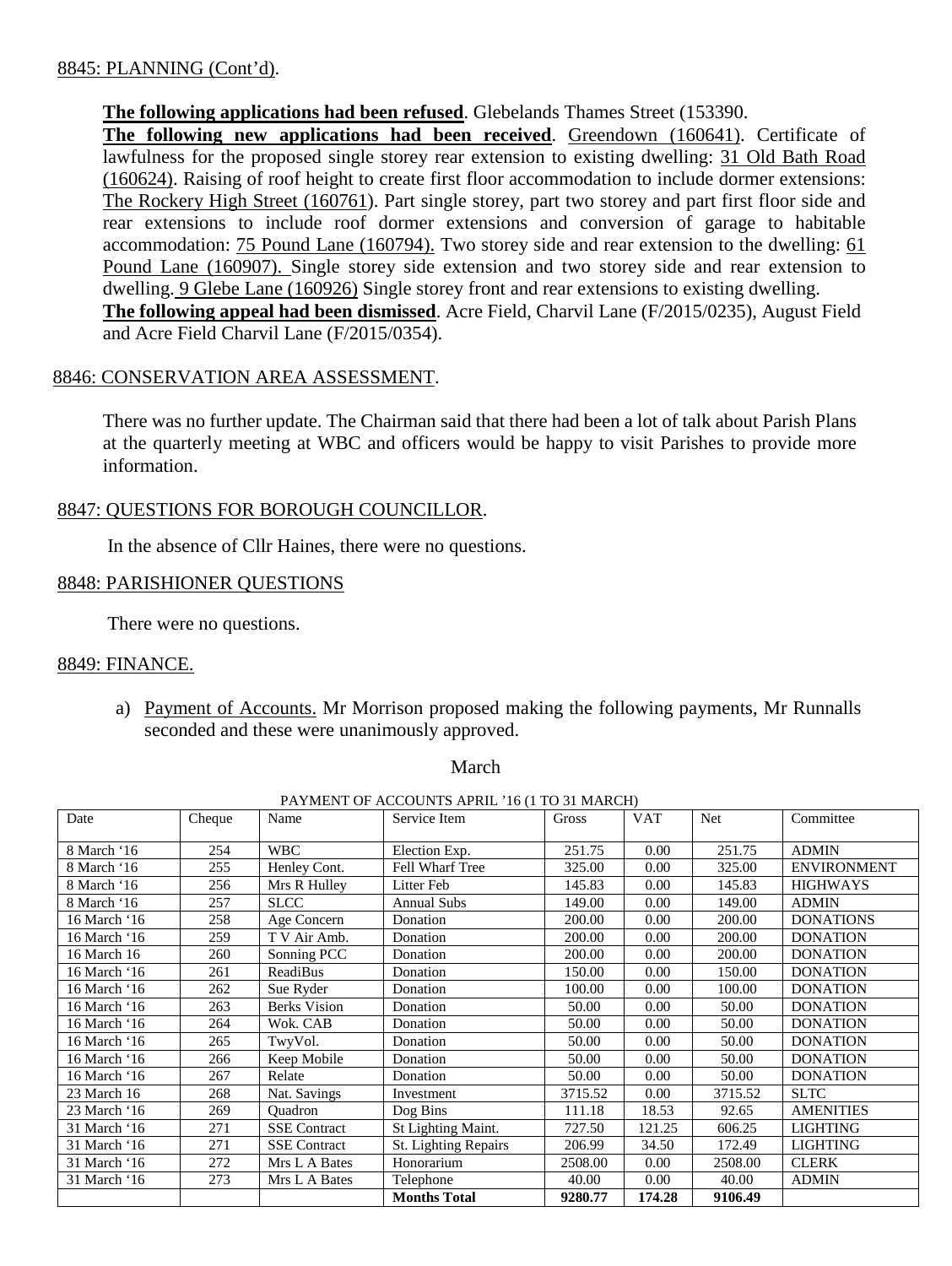8845: PLANNING (Cont'd).

**The following applications had been refused**. Glebelands Thames Street (153390.
**The following new applications had been received**. Greendown (160641). Certificate of lawfulness for the proposed single storey rear extension to existing dwelling: 31 Old Bath Road (160624). Raising of roof height to create first floor accommodation to include dormer extensions: The Rockery High Street (160761). Part single storey, part two storey and part first floor side and rear extensions to include roof dormer extensions and conversion of garage to habitable accommodation: 75 Pound Lane (160794). Two storey side and rear extension to the dwelling: 61 Pound Lane (160907). Single storey side extension and two storey side and rear extension to dwelling. 9 Glebe Lane (160926) Single storey front and rear extensions to existing dwelling.
**The following appeal had been dismissed**. Acre Field, Charvil Lane (F/2015/0235), August Field and Acre Field Charvil Lane (F/2015/0354).

8846: CONSERVATION AREA ASSESSMENT.

There was no further update. The Chairman said that there had been a lot of talk about Parish Plans at the quarterly meeting at WBC and officers would be happy to visit Parishes to provide more information.

8847: QUESTIONS FOR BOROUGH COUNCILLOR.

In the absence of Cllr Haines, there were no questions.

8848: PARISHIONER QUESTIONS

There were no questions.

8849: FINANCE.

a) Payment of Accounts. Mr Morrison proposed making the following payments, Mr Runnalls seconded and these were unanimously approved.

March

PAYMENT OF ACCOUNTS APRIL '16 (1 TO 31 MARCH)

| Date | Cheque | Name | Service Item | Gross | VAT | Net | Committee |
|---|---|---|---|---|---|---|---|
| 8 March '16 | 254 | WBC | Election Exp. | 251.75 | 0.00 | 251.75 | ADMIN |
| 8 March '16 | 255 | Henley Cont. | Fell Wharf Tree | 325.00 | 0.00 | 325.00 | ENVIRONMENT |
| 8 March '16 | 256 | Mrs R Hulley | Litter Feb | 145.83 | 0.00 | 145.83 | HIGHWAYS |
| 8 March '16 | 257 | SLCC | Annual Subs | 149.00 | 0.00 | 149.00 | ADMIN |
| 16 March '16 | 258 | Age Concern | Donation | 200.00 | 0.00 | 200.00 | DONATIONS |
| 16 March '16 | 259 | T V Air Amb. | Donation | 200.00 | 0.00 | 200.00 | DONATION |
| 16 March 16 | 260 | Sonning PCC | Donation | 200.00 | 0.00 | 200.00 | DONATION |
| 16 March '16 | 261 | ReadiBus | Donation | 150.00 | 0.00 | 150.00 | DONATION |
| 16 March '16 | 262 | Sue Ryder | Donation | 100.00 | 0.00 | 100.00 | DONATION |
| 16 March '16 | 263 | Berks Vision | Donation | 50.00 | 0.00 | 50.00 | DONATION |
| 16 March '16 | 264 | Wok. CAB | Donation | 50.00 | 0.00 | 50.00 | DONATION |
| 16 March '16 | 265 | TwyVol. | Donation | 50.00 | 0.00 | 50.00 | DONATION |
| 16 March '16 | 266 | Keep Mobile | Donation | 50.00 | 0.00 | 50.00 | DONATION |
| 16 March '16 | 267 | Relate | Donation | 50.00 | 0.00 | 50.00 | DONATION |
| 23 March 16 | 268 | Nat. Savings | Investment | 3715.52 | 0.00 | 3715.52 | SLTC |
| 23 March '16 | 269 | Quadron | Dog Bins | 111.18 | 18.53 | 92.65 | AMENITIES |
| 31 March '16 | 271 | SSE Contract | St Lighting Maint. | 727.50 | 121.25 | 606.25 | LIGHTING |
| 31 March '16 | 271 | SSE Contract | St. Lighting Repairs | 206.99 | 34.50 | 172.49 | LIGHTING |
| 31 March '16 | 272 | Mrs L A Bates | Honorarium | 2508.00 | 0.00 | 2508.00 | CLERK |
| 31 March '16 | 273 | Mrs L A Bates | Telephone | 40.00 | 0.00 | 40.00 | ADMIN |
| | | | **Months Total** | **9280.77** | **174.28** | **9106.49** | |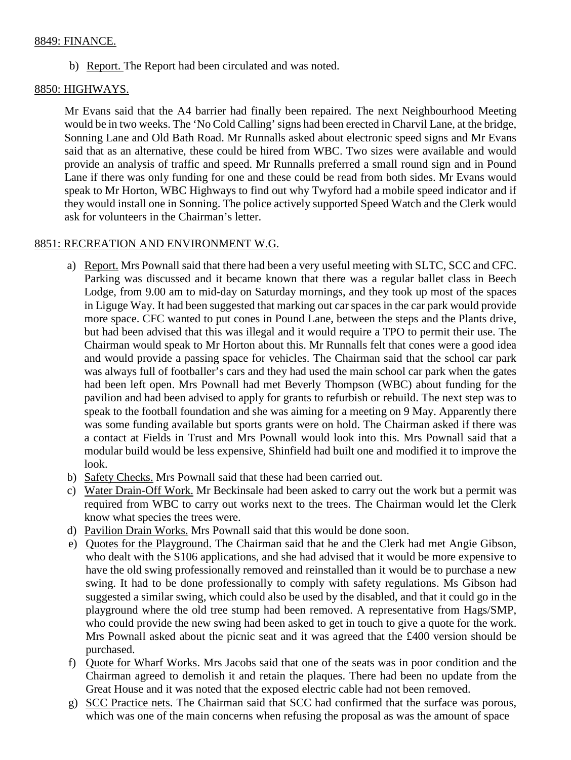8849: FINANCE.

b) Report. The Report had been circulated and was noted.

8850: HIGHWAYS.

Mr Evans said that the A4 barrier had finally been repaired. The next Neighbourhood Meeting would be in two weeks. The 'No Cold Calling' signs had been erected in Charvil Lane, at the bridge, Sonning Lane and Old Bath Road. Mr Runnalls asked about electronic speed signs and Mr Evans said that as an alternative, these could be hired from WBC. Two sizes were available and would provide an analysis of traffic and speed. Mr Runnalls preferred a small round sign and in Pound Lane if there was only funding for one and these could be read from both sides. Mr Evans would speak to Mr Horton, WBC Highways to find out why Twyford had a mobile speed indicator and if they would install one in Sonning. The police actively supported Speed Watch and the Clerk would ask for volunteers in the Chairman's letter.

8851: RECREATION AND ENVIRONMENT W.G.

a) Report. Mrs Pownall said that there had been a very useful meeting with SLTC, SCC and CFC. Parking was discussed and it became known that there was a regular ballet class in Beech Lodge, from 9.00 am to mid-day on Saturday mornings, and they took up most of the spaces in Liguge Way. It had been suggested that marking out car spaces in the car park would provide more space. CFC wanted to put cones in Pound Lane, between the steps and the Plants drive, but had been advised that this was illegal and it would require a TPO to permit their use. The Chairman would speak to Mr Horton about this. Mr Runnalls felt that cones were a good idea and would provide a passing space for vehicles. The Chairman said that the school car park was always full of footballer's cars and they had used the main school car park when the gates had been left open. Mrs Pownall had met Beverly Thompson (WBC) about funding for the pavilion and had been advised to apply for grants to refurbish or rebuild. The next step was to speak to the football foundation and she was aiming for a meeting on 9 May. Apparently there was some funding available but sports grants were on hold. The Chairman asked if there was a contact at Fields in Trust and Mrs Pownall would look into this. Mrs Pownall said that a modular build would be less expensive, Shinfield had built one and modified it to improve the look.
b) Safety Checks. Mrs Pownall said that these had been carried out.
c) Water Drain-Off Work. Mr Beckinsale had been asked to carry out the work but a permit was required from WBC to carry out works next to the trees. The Chairman would let the Clerk know what species the trees were.
d) Pavilion Drain Works. Mrs Pownall said that this would be done soon.
e) Quotes for the Playground. The Chairman said that he and the Clerk had met Angie Gibson, who dealt with the S106 applications, and she had advised that it would be more expensive to have the old swing professionally removed and reinstalled than it would be to purchase a new swing. It had to be done professionally to comply with safety regulations. Ms Gibson had suggested a similar swing, which could also be used by the disabled, and that it could go in the playground where the old tree stump had been removed. A representative from Hags/SMP, who could provide the new swing had been asked to get in touch to give a quote for the work. Mrs Pownall asked about the picnic seat and it was agreed that the £400 version should be purchased.
f) Quote for Wharf Works. Mrs Jacobs said that one of the seats was in poor condition and the Chairman agreed to demolish it and retain the plaques. There had been no update from the Great House and it was noted that the exposed electric cable had not been removed.
g) SCC Practice nets. The Chairman said that SCC had confirmed that the surface was porous, which was one of the main concerns when refusing the proposal as was the amount of space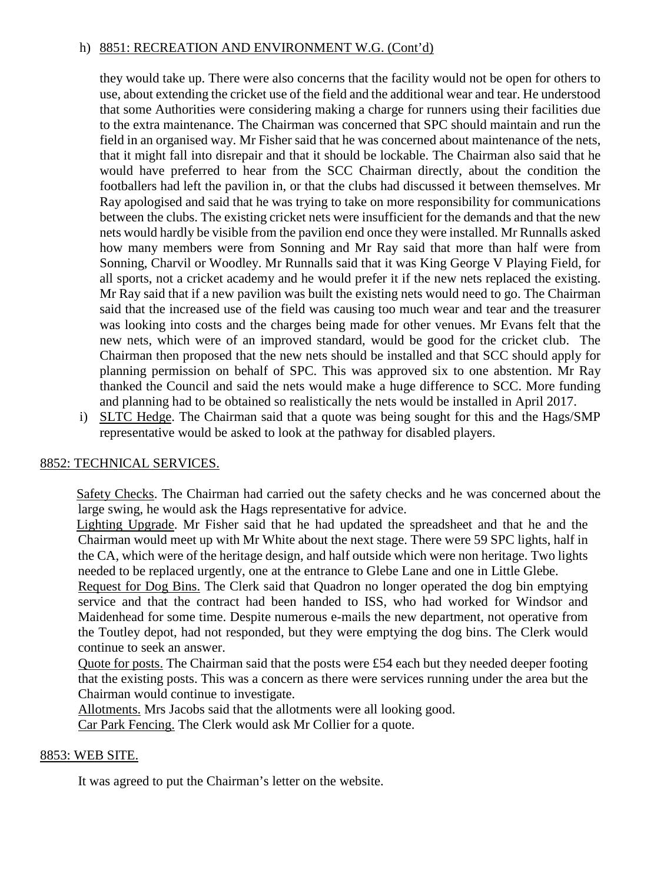h) 8851: RECREATION AND ENVIRONMENT W.G. (Cont'd)

they would take up. There were also concerns that the facility would not be open for others to use, about extending the cricket use of the field and the additional wear and tear. He understood that some Authorities were considering making a charge for runners using their facilities due to the extra maintenance. The Chairman was concerned that SPC should maintain and run the field in an organised way. Mr Fisher said that he was concerned about maintenance of the nets, that it might fall into disrepair and that it should be lockable. The Chairman also said that he would have preferred to hear from the SCC Chairman directly, about the condition the footballers had left the pavilion in, or that the clubs had discussed it between themselves. Mr Ray apologised and said that he was trying to take on more responsibility for communications between the clubs. The existing cricket nets were insufficient for the demands and that the new nets would hardly be visible from the pavilion end once they were installed. Mr Runnalls asked how many members were from Sonning and Mr Ray said that more than half were from Sonning, Charvil or Woodley. Mr Runnalls said that it was King George V Playing Field, for all sports, not a cricket academy and he would prefer it if the new nets replaced the existing. Mr Ray said that if a new pavilion was built the existing nets would need to go. The Chairman said that the increased use of the field was causing too much wear and tear and the treasurer was looking into costs and the charges being made for other venues. Mr Evans felt that the new nets, which were of an improved standard, would be good for the cricket club. The Chairman then proposed that the new nets should be installed and that SCC should apply for planning permission on behalf of SPC. This was approved six to one abstention. Mr Ray thanked the Council and said the nets would make a huge difference to SCC. More funding and planning had to be obtained so realistically the nets would be installed in April 2017.

i) SLTC Hedge. The Chairman said that a quote was being sought for this and the Hags/SMP representative would be asked to look at the pathway for disabled players.

## 8852: TECHNICAL SERVICES.

Safety Checks. The Chairman had carried out the safety checks and he was concerned about the large swing, he would ask the Hags representative for advice.

Lighting Upgrade. Mr Fisher said that he had updated the spreadsheet and that he and the Chairman would meet up with Mr White about the next stage. There were 59 SPC lights, half in the CA, which were of the heritage design, and half outside which were non heritage. Two lights needed to be replaced urgently, one at the entrance to Glebe Lane and one in Little Glebe.

Request for Dog Bins. The Clerk said that Quadron no longer operated the dog bin emptying service and that the contract had been handed to ISS, who had worked for Windsor and Maidenhead for some time. Despite numerous e-mails the new department, not operative from the Toutley depot, had not responded, but they were emptying the dog bins. The Clerk would continue to seek an answer.

Quote for posts. The Chairman said that the posts were £54 each but they needed deeper footing that the existing posts. This was a concern as there were services running under the area but the Chairman would continue to investigate.

Allotments. Mrs Jacobs said that the allotments were all looking good.

Car Park Fencing. The Clerk would ask Mr Collier for a quote.

## 8853: WEB SITE.

It was agreed to put the Chairman's letter on the website.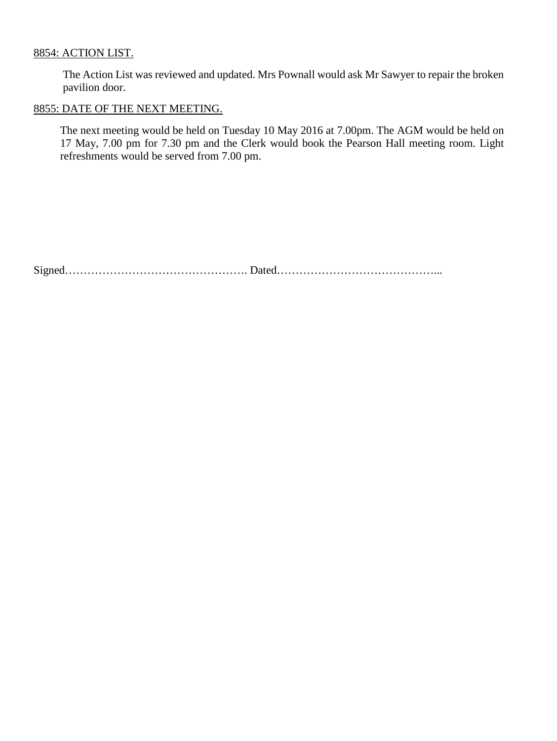8854: ACTION LIST.

The Action List was reviewed and updated. Mrs Pownall would ask Mr Sawyer to repair the broken pavilion door.

8855: DATE OF THE NEXT MEETING.

The next meeting would be held on Tuesday 10 May 2016 at 7.00pm. The AGM would be held on 17 May, 7.00 pm for 7.30 pm and the Clerk would book the Pearson Hall meeting room. Light refreshments would be served from 7.00 pm.

Signed…………………………………………. Dated……………………………………..